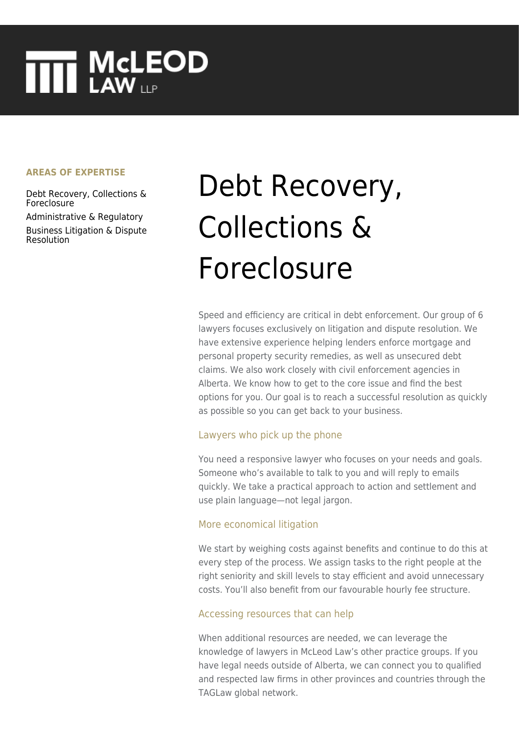# McLEOD LAW LLP

**AREAS OF EXPERTISE**

- Debt Recovery, Collections & Foreclosure
- Administrative & Regulatory
- Business Litigation & Dispute Resolution

# Debt Recovery, Collections & Foreclosure

Speed and efficiency are critical in debt enforcement. Our group of 6 lawyers focuses exclusively on litigation and dispute resolution. We have extensive experience helping lenders enforce mortgage and personal property security remedies, as well as unsecured debt claims. We also work closely with civil enforcement agencies in Alberta. We know how to get to the core issue and find the best options for you. Our goal is to reach a successful resolution as quickly as possible so you can get back to your business.

### Lawyers who pick up the phone

You need a responsive lawyer who focuses on your needs and goals. Someone who's available to talk to you and will reply to emails quickly. We take a practical approach to action and settlement and use plain language—not legal jargon.

### More economical litigation

We start by weighing costs against benefits and continue to do this at every step of the process. We assign tasks to the right people at the right seniority and skill levels to stay efficient and avoid unnecessary costs. You'll also benefit from our favourable hourly fee structure.

### Accessing resources that can help

When additional resources are needed, we can leverage the knowledge of lawyers in McLeod Law's other practice groups. If you have legal needs outside of Alberta, we can connect you to qualified and respected law firms in other provinces and countries through the TAGLaw global network.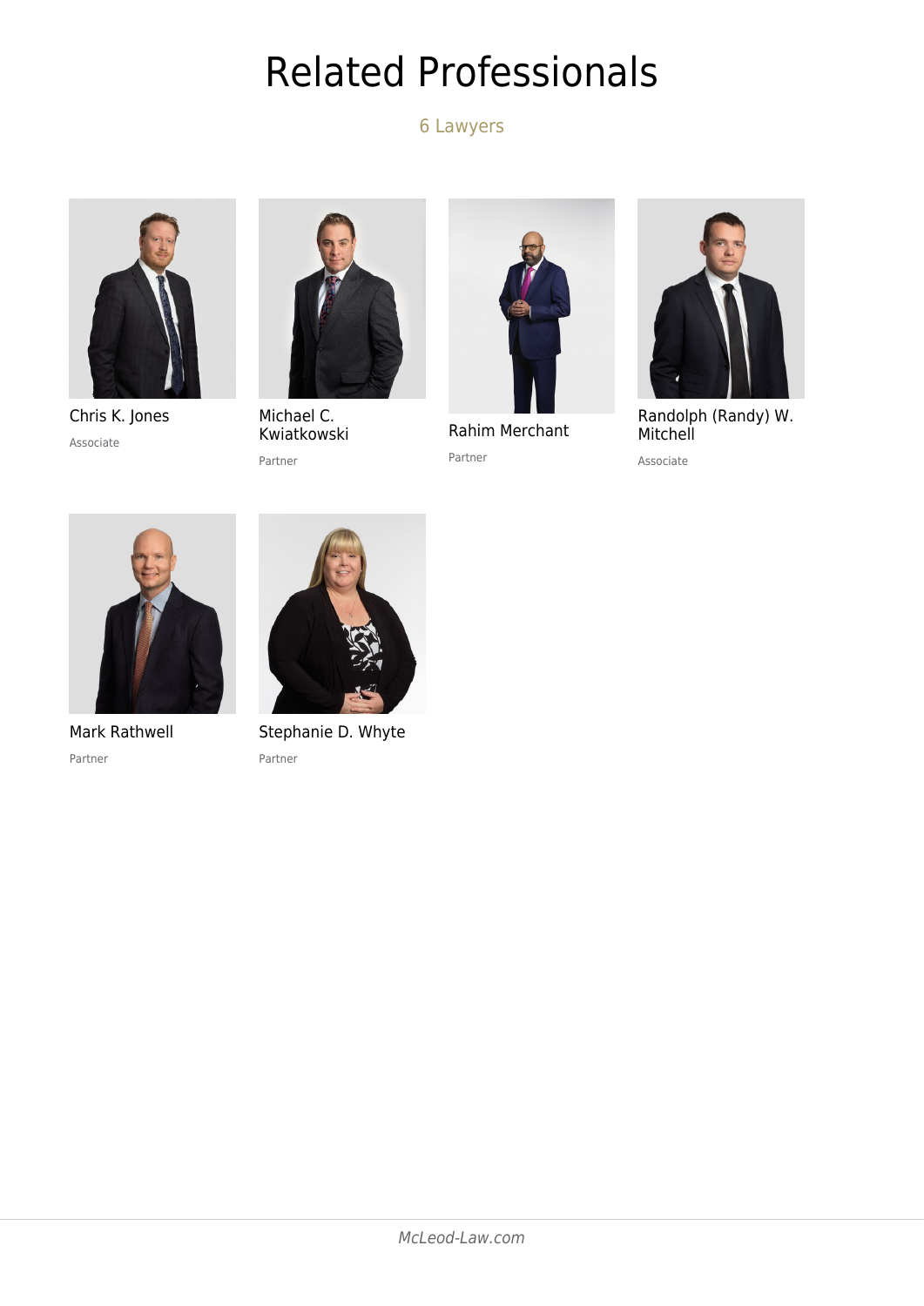# Related Professionals

6 Lawyers

Chris K. Jones

Associate

Michael C. Kwiatkowski

Partner

Rahim Merchant

Partner

Randolph (Randy) W. Mitchell

Associate

Mark Rathwell

Partner

Stephanie D. Whyte

Partner

McLeod-Law.com